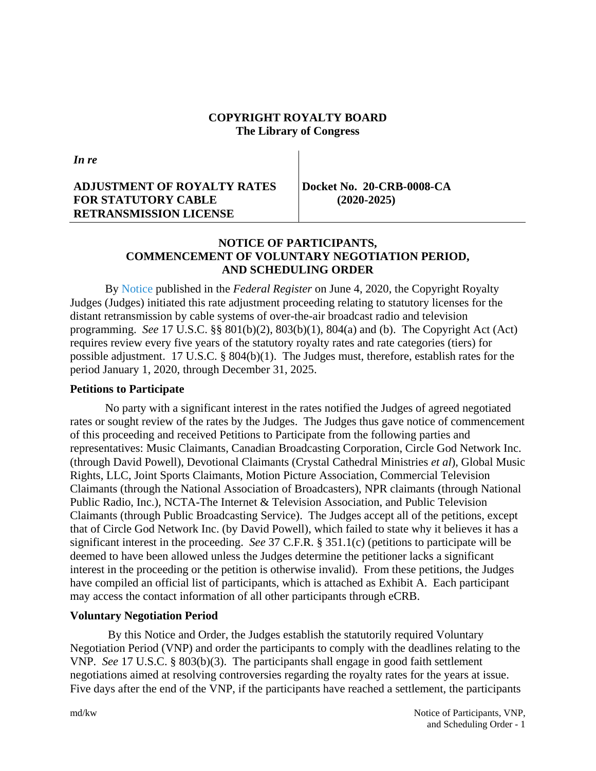**COPYRIGHT ROYALTY BOARD**
**The Library of Congress**

| *In re* | |
|---|---|
| **ADJUSTMENT OF ROYALTY RATES FOR STATUTORY CABLE RETRANSMISSION LICENSE** | **Docket No. 20-CRB-0008-CA (2020-2025)** |

## NOTICE OF PARTICIPANTS, COMMENCEMENT OF VOLUNTARY NEGOTIATION PERIOD, AND SCHEDULING ORDER

By Notice published in the *Federal Register* on June 4, 2020, the Copyright Royalty Judges (Judges) initiated this rate adjustment proceeding relating to statutory licenses for the distant retransmission by cable systems of over-the-air broadcast radio and television programming. *See* 17 U.S.C. §§ 801(b)(2), 803(b)(1), 804(a) and (b). The Copyright Act (Act) requires review every five years of the statutory royalty rates and rate categories (tiers) for possible adjustment. 17 U.S.C. § 804(b)(1). The Judges must, therefore, establish rates for the period January 1, 2020, through December 31, 2025.

### Petitions to Participate

No party with a significant interest in the rates notified the Judges of agreed negotiated rates or sought review of the rates by the Judges. The Judges thus gave notice of commencement of this proceeding and received Petitions to Participate from the following parties and representatives: Music Claimants, Canadian Broadcasting Corporation, Circle God Network Inc. (through David Powell), Devotional Claimants (Crystal Cathedral Ministries *et al*), Global Music Rights, LLC, Joint Sports Claimants, Motion Picture Association, Commercial Television Claimants (through the National Association of Broadcasters), NPR claimants (through National Public Radio, Inc.), NCTA-The Internet & Television Association, and Public Television Claimants (through Public Broadcasting Service). The Judges accept all of the petitions, except that of Circle God Network Inc. (by David Powell), which failed to state why it believes it has a significant interest in the proceeding. *See* 37 C.F.R. § 351.1(c) (petitions to participate will be deemed to have been allowed unless the Judges determine the petitioner lacks a significant interest in the proceeding or the petition is otherwise invalid). From these petitions, the Judges have compiled an official list of participants, which is attached as Exhibit A. Each participant may access the contact information of all other participants through eCRB.

### Voluntary Negotiation Period

By this Notice and Order, the Judges establish the statutorily required Voluntary Negotiation Period (VNP) and order the participants to comply with the deadlines relating to the VNP. *See* 17 U.S.C. § 803(b)(3). The participants shall engage in good faith settlement negotiations aimed at resolving controversies regarding the royalty rates for the years at issue. Five days after the end of the VNP, if the participants have reached a settlement, the participants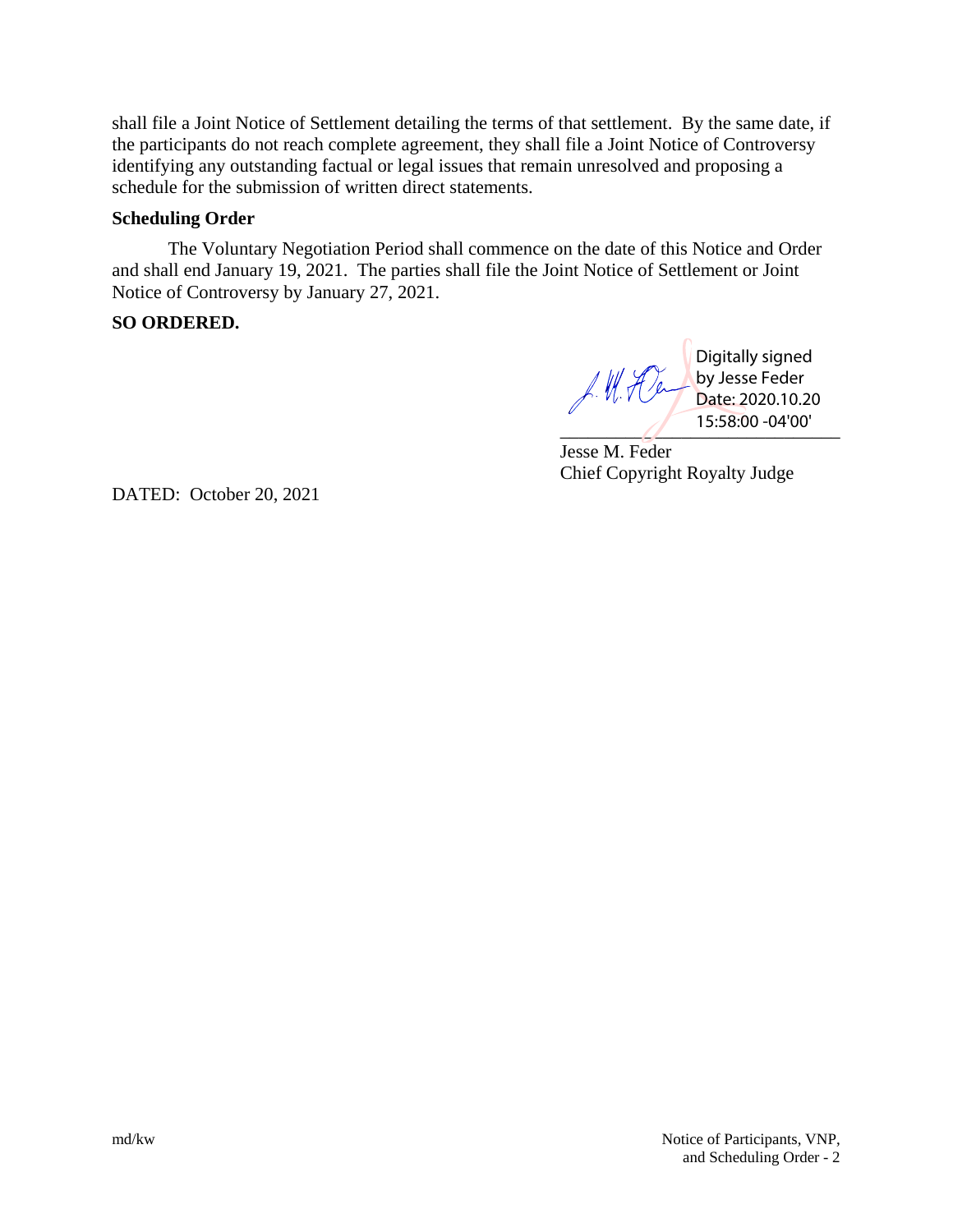shall file a Joint Notice of Settlement detailing the terms of that settlement. By the same date, if the participants do not reach complete agreement, they shall file a Joint Notice of Controversy identifying any outstanding factual or legal issues that remain unresolved and proposing a schedule for the submission of written direct statements.

**Scheduling Order**

The Voluntary Negotiation Period shall commence on the date of this Notice and Order and shall end January 19, 2021. The parties shall file the Joint Notice of Settlement or Joint Notice of Controversy by January 27, 2021.

**SO ORDERED.**

Digitally signed by Jesse Feder
Date: 2020.10.20 15:58:00 -04'00'

Jesse M. Feder
Chief Copyright Royalty Judge

DATED: October 20, 2021

md/kw

Notice of Participants, VNP, and Scheduling Order - 2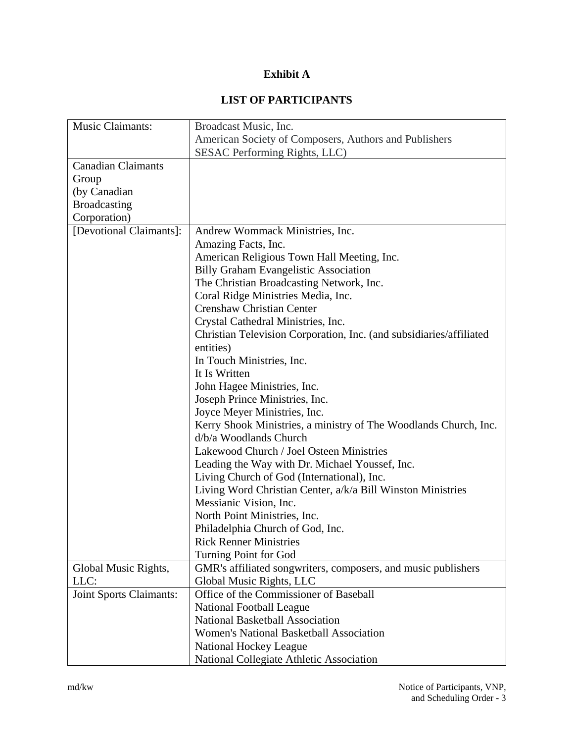# Exhibit A

## LIST OF PARTICIPANTS

| | |
|---|---|
| Music Claimants: | Broadcast Music, Inc.<br>American Society of Composers, Authors and Publishers<br>SESAC Performing Rights, LLC) |
| Canadian Claimants Group (by Canadian Broadcasting Corporation) | |
| [Devotional Claimants]: | Andrew Wommack Ministries, Inc.<br>Amazing Facts, Inc.<br>American Religious Town Hall Meeting, Inc.<br>Billy Graham Evangelistic Association<br>The Christian Broadcasting Network, Inc.<br>Coral Ridge Ministries Media, Inc.<br>Crenshaw Christian Center<br>Crystal Cathedral Ministries, Inc.<br>Christian Television Corporation, Inc. (and subsidiaries/affiliated entities)<br>In Touch Ministries, Inc.<br>It Is Written<br>John Hagee Ministries, Inc.<br>Joseph Prince Ministries, Inc.<br>Joyce Meyer Ministries, Inc.<br>Kerry Shook Ministries, a ministry of The Woodlands Church, Inc. d/b/a Woodlands Church<br>Lakewood Church / Joel Osteen Ministries<br>Leading the Way with Dr. Michael Youssef, Inc.<br>Living Church of God (International), Inc.<br>Living Word Christian Center, a/k/a Bill Winston Ministries<br>Messianic Vision, Inc.<br>North Point Ministries, Inc.<br>Philadelphia Church of God, Inc.<br>Rick Renner Ministries<br>Turning Point for God |
| Global Music Rights, LLC: | GMR's affiliated songwriters, composers, and music publishers<br>Global Music Rights, LLC |
| Joint Sports Claimants: | Office of the Commissioner of Baseball<br>National Football League<br>National Basketball Association<br>Women's National Basketball Association<br>National Hockey League<br>National Collegiate Athletic Association |

md/kw

Notice of Participants, VNP, and Scheduling Order - 3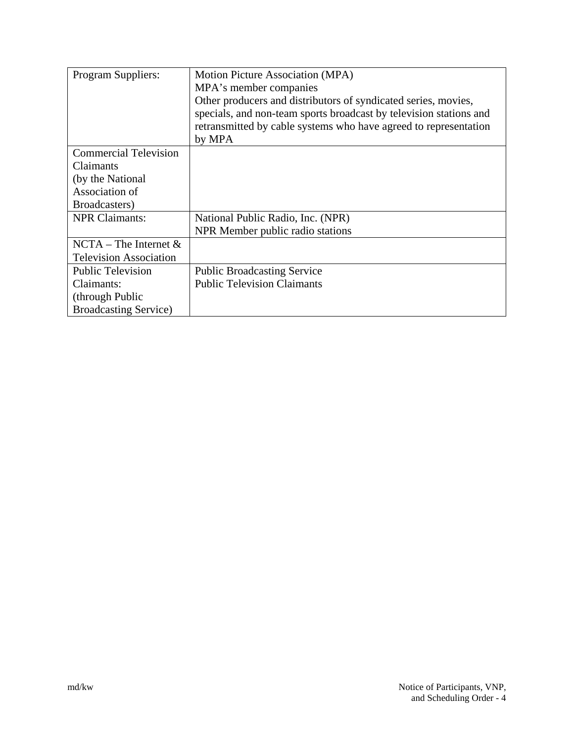| | |
|---|---|
| Program Suppliers: | Motion Picture Association (MPA)<br>MPA's member companies<br>Other producers and distributors of syndicated series, movies, specials, and non-team sports broadcast by television stations and retransmitted by cable systems who have agreed to representation by MPA |
| Commercial Television Claimants (by the National Association of Broadcasters) | |
| NPR Claimants: | National Public Radio, Inc. (NPR)<br>NPR Member public radio stations |
| NCTA – The Internet & Television Association | |
| Public Television Claimants: (through Public Broadcasting Service) | Public Broadcasting Service<br>Public Television Claimants |

md/kw